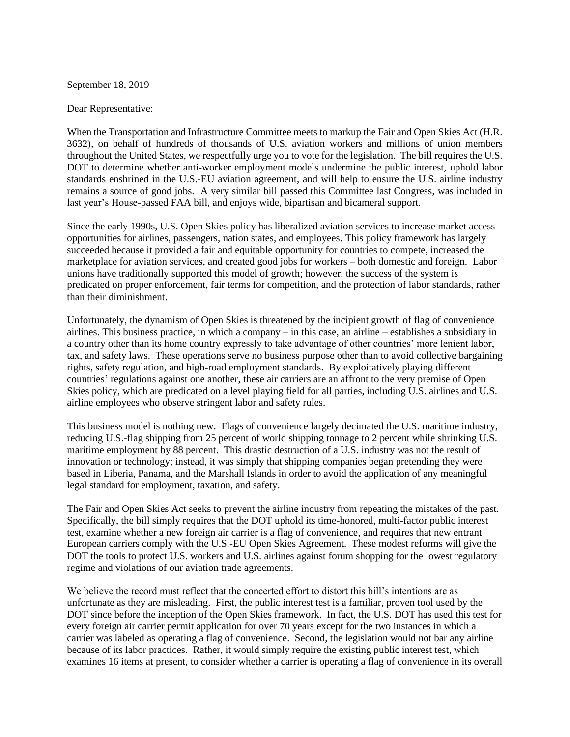September 18, 2019

Dear Representative:

When the Transportation and Infrastructure Committee meets to markup the Fair and Open Skies Act (H.R. 3632), on behalf of hundreds of thousands of U.S. aviation workers and millions of union members throughout the United States, we respectfully urge you to vote for the legislation. The bill requires the U.S. DOT to determine whether anti-worker employment models undermine the public interest, uphold labor standards enshrined in the U.S.-EU aviation agreement, and will help to ensure the U.S. airline industry remains a source of good jobs. A very similar bill passed this Committee last Congress, was included in last year's House-passed FAA bill, and enjoys wide, bipartisan and bicameral support.

Since the early 1990s, U.S. Open Skies policy has liberalized aviation services to increase market access opportunities for airlines, passengers, nation states, and employees. This policy framework has largely succeeded because it provided a fair and equitable opportunity for countries to compete, increased the marketplace for aviation services, and created good jobs for workers – both domestic and foreign. Labor unions have traditionally supported this model of growth; however, the success of the system is predicated on proper enforcement, fair terms for competition, and the protection of labor standards, rather than their diminishment.

Unfortunately, the dynamism of Open Skies is threatened by the incipient growth of flag of convenience airlines. This business practice, in which a company – in this case, an airline – establishes a subsidiary in a country other than its home country expressly to take advantage of other countries' more lenient labor, tax, and safety laws. These operations serve no business purpose other than to avoid collective bargaining rights, safety regulation, and high-road employment standards. By exploitatively playing different countries' regulations against one another, these air carriers are an affront to the very premise of Open Skies policy, which are predicated on a level playing field for all parties, including U.S. airlines and U.S. airline employees who observe stringent labor and safety rules.

This business model is nothing new. Flags of convenience largely decimated the U.S. maritime industry, reducing U.S.-flag shipping from 25 percent of world shipping tonnage to 2 percent while shrinking U.S. maritime employment by 88 percent. This drastic destruction of a U.S. industry was not the result of innovation or technology; instead, it was simply that shipping companies began pretending they were based in Liberia, Panama, and the Marshall Islands in order to avoid the application of any meaningful legal standard for employment, taxation, and safety.

The Fair and Open Skies Act seeks to prevent the airline industry from repeating the mistakes of the past. Specifically, the bill simply requires that the DOT uphold its time-honored, multi-factor public interest test, examine whether a new foreign air carrier is a flag of convenience, and requires that new entrant European carriers comply with the U.S.-EU Open Skies Agreement. These modest reforms will give the DOT the tools to protect U.S. workers and U.S. airlines against forum shopping for the lowest regulatory regime and violations of our aviation trade agreements.

We believe the record must reflect that the concerted effort to distort this bill's intentions are as unfortunate as they are misleading. First, the public interest test is a familiar, proven tool used by the DOT since before the inception of the Open Skies framework. In fact, the U.S. DOT has used this test for every foreign air carrier permit application for over 70 years except for the two instances in which a carrier was labeled as operating a flag of convenience. Second, the legislation would not bar any airline because of its labor practices. Rather, it would simply require the existing public interest test, which examines 16 items at present, to consider whether a carrier is operating a flag of convenience in its overall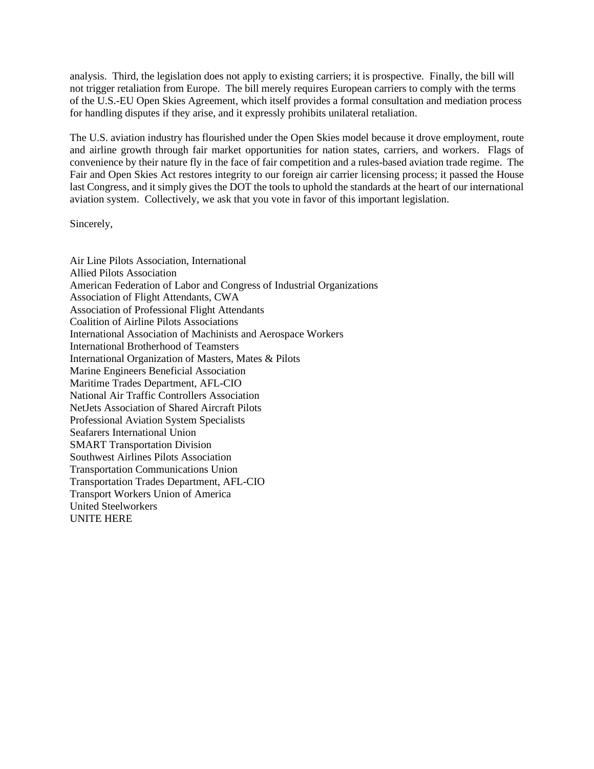analysis. Third, the legislation does not apply to existing carriers; it is prospective. Finally, the bill will not trigger retaliation from Europe. The bill merely requires European carriers to comply with the terms of the U.S.-EU Open Skies Agreement, which itself provides a formal consultation and mediation process for handling disputes if they arise, and it expressly prohibits unilateral retaliation.

The U.S. aviation industry has flourished under the Open Skies model because it drove employment, route and airline growth through fair market opportunities for nation states, carriers, and workers. Flags of convenience by their nature fly in the face of fair competition and a rules-based aviation trade regime. The Fair and Open Skies Act restores integrity to our foreign air carrier licensing process; it passed the House last Congress, and it simply gives the DOT the tools to uphold the standards at the heart of our international aviation system. Collectively, we ask that you vote in favor of this important legislation.

Sincerely,

Air Line Pilots Association, International  
Allied Pilots Association  
American Federation of Labor and Congress of Industrial Organizations  
Association of Flight Attendants, CWA  
Association of Professional Flight Attendants  
Coalition of Airline Pilots Associations  
International Association of Machinists and Aerospace Workers  
International Brotherhood of Teamsters  
International Organization of Masters, Mates & Pilots  
Marine Engineers Beneficial Association  
Maritime Trades Department, AFL-CIO  
National Air Traffic Controllers Association  
NetJets Association of Shared Aircraft Pilots  
Professional Aviation System Specialists  
Seafarers International Union  
SMART Transportation Division  
Southwest Airlines Pilots Association  
Transportation Communications Union  
Transportation Trades Department, AFL-CIO  
Transport Workers Union of America  
United Steelworkers  
UNITE HERE